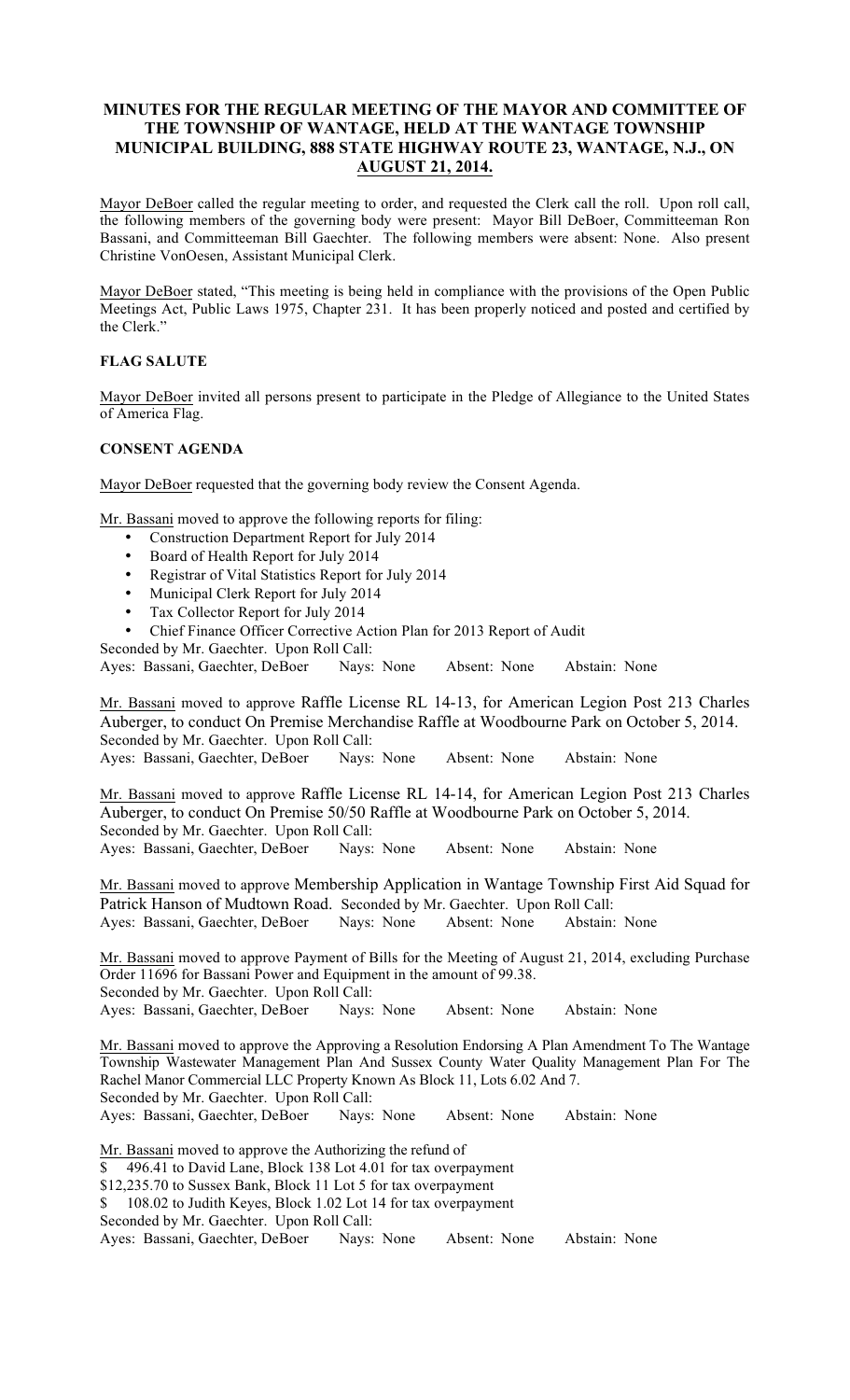**MINUTES FOR THE REGULAR MEETING OF THE MAYOR AND COMMITTEE OF THE TOWNSHIP OF WANTAGE, HELD AT THE WANTAGE TOWNSHIP MUNICIPAL BUILDING, 888 STATE HIGHWAY ROUTE 23, WANTAGE, N.J., ON AUGUST 21, 2014.**

Mayor DeBoer called the regular meeting to order, and requested the Clerk call the roll. Upon roll call, the following members of the governing body were present: Mayor Bill DeBoer, Committeeman Ron Bassani, and Committeeman Bill Gaechter. The following members were absent: None. Also present Christine VonOesen, Assistant Municipal Clerk.

Mayor DeBoer stated, "This meeting is being held in compliance with the provisions of the Open Public Meetings Act, Public Laws 1975, Chapter 231. It has been properly noticed and posted and certified by the Clerk."

**FLAG SALUTE**

Mayor DeBoer invited all persons present to participate in the Pledge of Allegiance to the United States of America Flag.

**CONSENT AGENDA**

Mayor DeBoer requested that the governing body review the Consent Agenda.

Mr. Bassani moved to approve the following reports for filing:

- Construction Department Report for July 2014
- Board of Health Report for July 2014
- Registrar of Vital Statistics Report for July 2014
- Municipal Clerk Report for July 2014
- Tax Collector Report for July 2014
- Chief Finance Officer Corrective Action Plan for 2013 Report of Audit

Seconded by Mr. Gaechter. Upon Roll Call:
Ayes: Bassani, Gaechter, DeBoer Nays: None Absent: None Abstain: None

Mr. Bassani moved to approve Raffle License RL 14-13, for American Legion Post 213 Charles Auberger, to conduct On Premise Merchandise Raffle at Woodbourne Park on October 5, 2014.
Seconded by Mr. Gaechter. Upon Roll Call:
Ayes: Bassani, Gaechter, DeBoer Nays: None Absent: None Abstain: None

Mr. Bassani moved to approve Raffle License RL 14-14, for American Legion Post 213 Charles Auberger, to conduct On Premise 50/50 Raffle at Woodbourne Park on October 5, 2014.
Seconded by Mr. Gaechter. Upon Roll Call:
Ayes: Bassani, Gaechter, DeBoer Nays: None Absent: None Abstain: None

Mr. Bassani moved to approve Membership Application in Wantage Township First Aid Squad for Patrick Hanson of Mudtown Road. Seconded by Mr. Gaechter. Upon Roll Call:
Ayes: Bassani, Gaechter, DeBoer Nays: None Absent: None Abstain: None

Mr. Bassani moved to approve Payment of Bills for the Meeting of August 21, 2014, excluding Purchase Order 11696 for Bassani Power and Equipment in the amount of 99.38.
Seconded by Mr. Gaechter. Upon Roll Call:
Ayes: Bassani, Gaechter, DeBoer Nays: None Absent: None Abstain: None

Mr. Bassani moved to approve the Approving a Resolution Endorsing A Plan Amendment To The Wantage Township Wastewater Management Plan And Sussex County Water Quality Management Plan For The Rachel Manor Commercial LLC Property Known As Block 11, Lots 6.02 And 7.
Seconded by Mr. Gaechter. Upon Roll Call:
Ayes: Bassani, Gaechter, DeBoer Nays: None Absent: None Abstain: None

Mr. Bassani moved to approve the Authorizing the refund of
\$ 496.41 to David Lane, Block 138 Lot 4.01 for tax overpayment
\$12,235.70 to Sussex Bank, Block 11 Lot 5 for tax overpayment
\$ 108.02 to Judith Keyes, Block 1.02 Lot 14 for tax overpayment
Seconded by Mr. Gaechter. Upon Roll Call:
Ayes: Bassani, Gaechter, DeBoer Nays: None Absent: None Abstain: None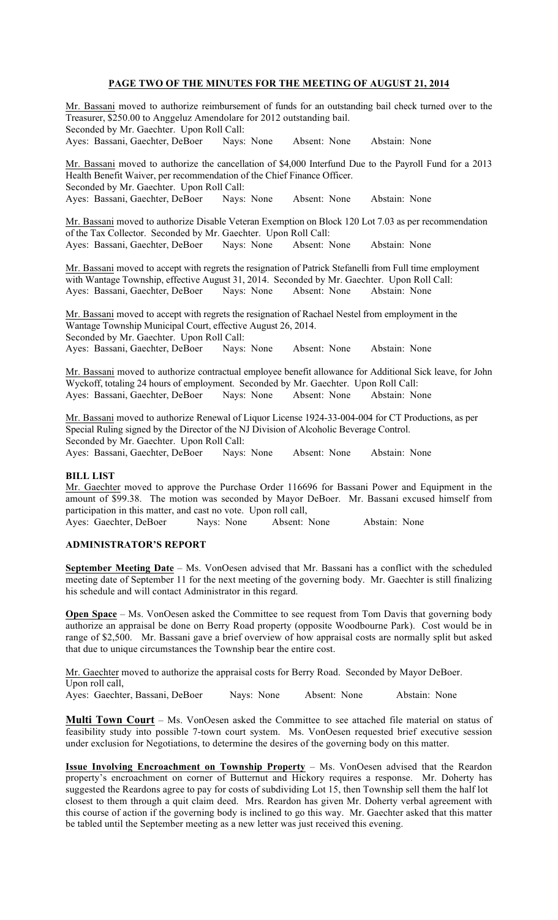## PAGE TWO OF THE MINUTES FOR THE MEETING OF AUGUST 21, 2014

Mr. Bassani moved to authorize reimbursement of funds for an outstanding bail check turned over to the Treasurer, $250.00 to Anggeluz Amendolare for 2012 outstanding bail.
Seconded by Mr. Gaechter. Upon Roll Call:
Ayes: Bassani, Gaechter, DeBoer    Nays: None    Absent: None    Abstain: None

Mr. Bassani moved to authorize the cancellation of $4,000 Interfund Due to the Payroll Fund for a 2013 Health Benefit Waiver, per recommendation of the Chief Finance Officer.
Seconded by Mr. Gaechter. Upon Roll Call:
Ayes: Bassani, Gaechter, DeBoer    Nays: None    Absent: None    Abstain: None

Mr. Bassani moved to authorize Disable Veteran Exemption on Block 120 Lot 7.03 as per recommendation of the Tax Collector. Seconded by Mr. Gaechter. Upon Roll Call:
Ayes: Bassani, Gaechter, DeBoer    Nays: None    Absent: None    Abstain: None

Mr. Bassani moved to accept with regrets the resignation of Patrick Stefanelli from Full time employment with Wantage Township, effective August 31, 2014. Seconded by Mr. Gaechter. Upon Roll Call:
Ayes: Bassani, Gaechter, DeBoer    Nays: None    Absent: None    Abstain: None

Mr. Bassani moved to accept with regrets the resignation of Rachael Nestel from employment in the Wantage Township Municipal Court, effective August 26, 2014.
Seconded by Mr. Gaechter. Upon Roll Call:
Ayes: Bassani, Gaechter, DeBoer    Nays: None    Absent: None    Abstain: None

Mr. Bassani moved to authorize contractual employee benefit allowance for Additional Sick leave, for John Wyckoff, totaling 24 hours of employment. Seconded by Mr. Gaechter. Upon Roll Call:
Ayes: Bassani, Gaechter, DeBoer    Nays: None    Absent: None    Abstain: None

Mr. Bassani moved to authorize Renewal of Liquor License 1924-33-004-004 for CT Productions, as per Special Ruling signed by the Director of the NJ Division of Alcoholic Beverage Control.
Seconded by Mr. Gaechter. Upon Roll Call:
Ayes: Bassani, Gaechter, DeBoer    Nays: None    Absent: None    Abstain: None

### BILL LIST

Mr. Gaechter moved to approve the Purchase Order 116696 for Bassani Power and Equipment in the amount of $99.38. The motion was seconded by Mayor DeBoer. Mr. Bassani excused himself from participation in this matter, and cast no vote. Upon roll call,
Ayes: Gaechter, DeBoer    Nays: None    Absent: None    Abstain: None

### ADMINISTRATOR'S REPORT

**September Meeting Date** – Ms. VonOesen advised that Mr. Bassani has a conflict with the scheduled meeting date of September 11 for the next meeting of the governing body. Mr. Gaechter is still finalizing his schedule and will contact Administrator in this regard.

**Open Space** – Ms. VonOesen asked the Committee to see request from Tom Davis that governing body authorize an appraisal be done on Berry Road property (opposite Woodbourne Park). Cost would be in range of $2,500. Mr. Bassani gave a brief overview of how appraisal costs are normally split but asked that due to unique circumstances the Township bear the entire cost.

Mr. Gaechter moved to authorize the appraisal costs for Berry Road. Seconded by Mayor DeBoer.
Upon roll call,
Ayes: Gaechter, Bassani, DeBoer    Nays: None    Absent: None    Abstain: None

**Multi Town Court** – Ms. VonOesen asked the Committee to see attached file material on status of feasibility study into possible 7-town court system. Ms. VonOesen requested brief executive session under exclusion for Negotiations, to determine the desires of the governing body on this matter.

**Issue Involving Encroachment on Township Property** – Ms. VonOesen advised that the Reardon property's encroachment on corner of Butternut and Hickory requires a response. Mr. Doherty has suggested the Reardons agree to pay for costs of subdividing Lot 15, then Township sell them the half lot closest to them through a quit claim deed. Mrs. Reardon has given Mr. Doherty verbal agreement with this course of action if the governing body is inclined to go this way. Mr. Gaechter asked that this matter be tabled until the September meeting as a new letter was just received this evening.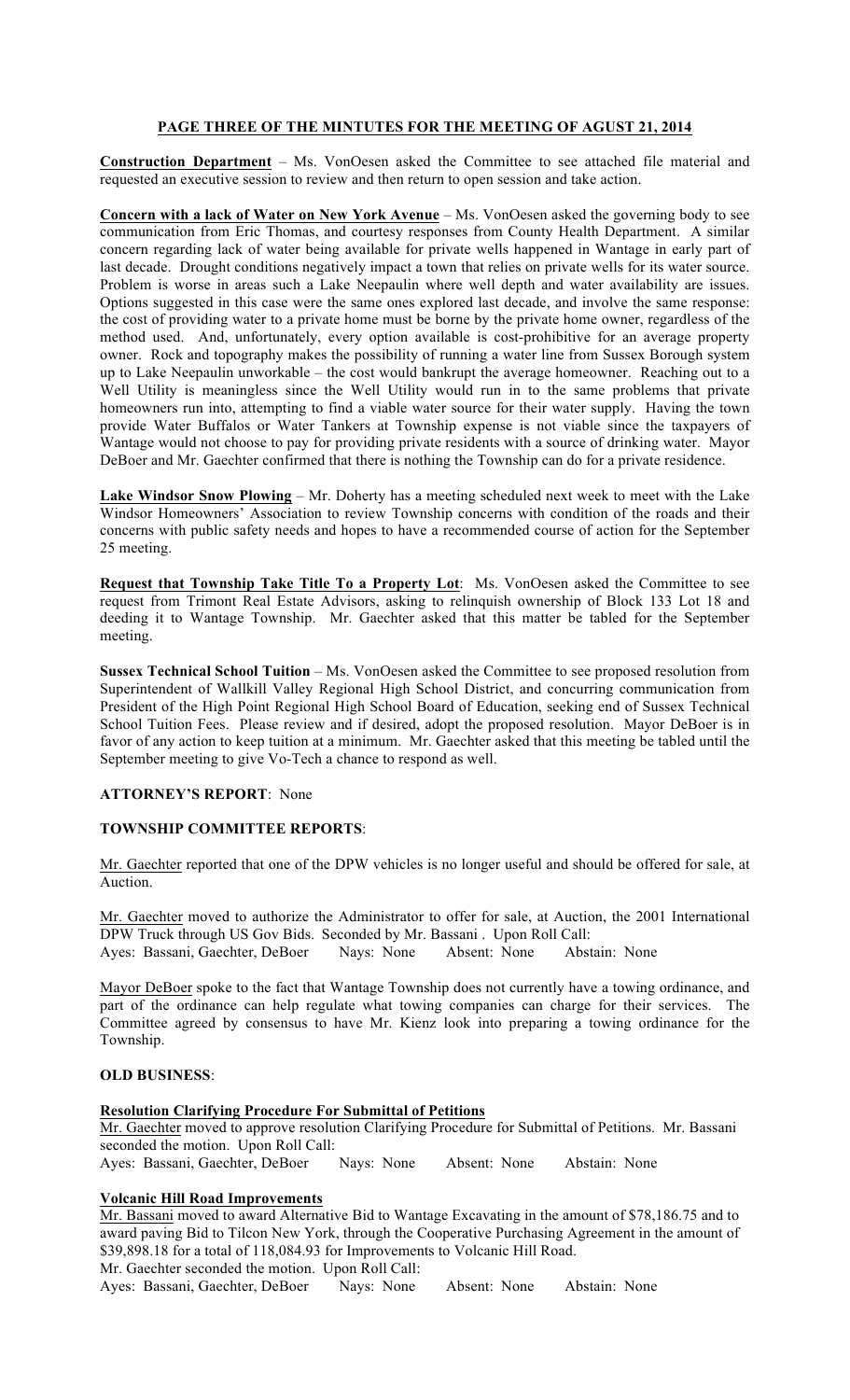**PAGE THREE OF THE MINTUTES FOR THE MEETING OF AGUST 21, 2014**

**Construction Department** – Ms. VonOesen asked the Committee to see attached file material and requested an executive session to review and then return to open session and take action.

**Concern with a lack of Water on New York Avenue** – Ms. VonOesen asked the governing body to see communication from Eric Thomas, and courtesy responses from County Health Department. A similar concern regarding lack of water being available for private wells happened in Wantage in early part of last decade. Drought conditions negatively impact a town that relies on private wells for its water source. Problem is worse in areas such a Lake Neepaulin where well depth and water availability are issues. Options suggested in this case were the same ones explored last decade, and involve the same response: the cost of providing water to a private home must be borne by the private home owner, regardless of the method used. And, unfortunately, every option available is cost-prohibitive for an average property owner. Rock and topography makes the possibility of running a water line from Sussex Borough system up to Lake Neepaulin unworkable – the cost would bankrupt the average homeowner. Reaching out to a Well Utility is meaningless since the Well Utility would run in to the same problems that private homeowners run into, attempting to find a viable water source for their water supply. Having the town provide Water Buffalos or Water Tankers at Township expense is not viable since the taxpayers of Wantage would not choose to pay for providing private residents with a source of drinking water. Mayor DeBoer and Mr. Gaechter confirmed that there is nothing the Township can do for a private residence.

**Lake Windsor Snow Plowing** – Mr. Doherty has a meeting scheduled next week to meet with the Lake Windsor Homeowners' Association to review Township concerns with condition of the roads and their concerns with public safety needs and hopes to have a recommended course of action for the September 25 meeting.

**Request that Township Take Title To a Property Lot**: Ms. VonOesen asked the Committee to see request from Trimont Real Estate Advisors, asking to relinquish ownership of Block 133 Lot 18 and deeding it to Wantage Township. Mr. Gaechter asked that this matter be tabled for the September meeting.

**Sussex Technical School Tuition** – Ms. VonOesen asked the Committee to see proposed resolution from Superintendent of Wallkill Valley Regional High School District, and concurring communication from President of the High Point Regional High School Board of Education, seeking end of Sussex Technical School Tuition Fees. Please review and if desired, adopt the proposed resolution. Mayor DeBoer is in favor of any action to keep tuition at a minimum. Mr. Gaechter asked that this meeting be tabled until the September meeting to give Vo-Tech a chance to respond as well.

**ATTORNEY'S REPORT**: None

**TOWNSHIP COMMITTEE REPORTS**:

Mr. Gaechter reported that one of the DPW vehicles is no longer useful and should be offered for sale, at Auction.

Mr. Gaechter moved to authorize the Administrator to offer for sale, at Auction, the 2001 International DPW Truck through US Gov Bids. Seconded by Mr. Bassani . Upon Roll Call:
Ayes: Bassani, Gaechter, DeBoer Nays: None Absent: None Abstain: None

Mayor DeBoer spoke to the fact that Wantage Township does not currently have a towing ordinance, and part of the ordinance can help regulate what towing companies can charge for their services. The Committee agreed by consensus to have Mr. Kienz look into preparing a towing ordinance for the Township.

**OLD BUSINESS**:

**Resolution Clarifying Procedure For Submittal of Petitions**

Mr. Gaechter moved to approve resolution Clarifying Procedure for Submittal of Petitions. Mr. Bassani seconded the motion. Upon Roll Call:
Ayes: Bassani, Gaechter, DeBoer Nays: None Absent: None Abstain: None

**Volcanic Hill Road Improvements**

Mr. Bassani moved to award Alternative Bid to Wantage Excavating in the amount of $78,186.75 and to award paving Bid to Tilcon New York, through the Cooperative Purchasing Agreement in the amount of $39,898.18 for a total of 118,084.93 for Improvements to Volcanic Hill Road.
Mr. Gaechter seconded the motion. Upon Roll Call:
Ayes: Bassani, Gaechter, DeBoer Nays: None Absent: None Abstain: None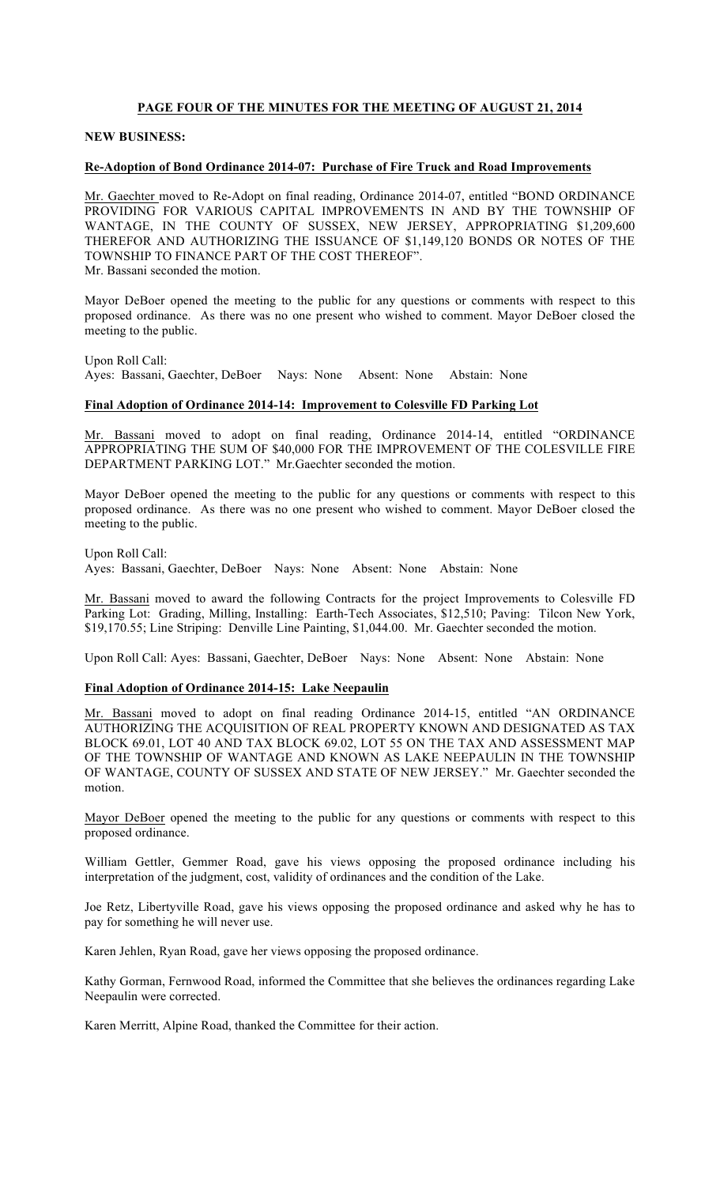**PAGE FOUR OF THE MINUTES FOR THE MEETING OF AUGUST 21, 2014**

**NEW BUSINESS:**

**Re-Adoption of Bond Ordinance 2014-07: Purchase of Fire Truck and Road Improvements**

Mr. Gaechter moved to Re-Adopt on final reading, Ordinance 2014-07, entitled "BOND ORDINANCE PROVIDING FOR VARIOUS CAPITAL IMPROVEMENTS IN AND BY THE TOWNSHIP OF WANTAGE, IN THE COUNTY OF SUSSEX, NEW JERSEY, APPROPRIATING $1,209,600 THEREFOR AND AUTHORIZING THE ISSUANCE OF $1,149,120 BONDS OR NOTES OF THE TOWNSHIP TO FINANCE PART OF THE COST THEREOF".
Mr. Bassani seconded the motion.

Mayor DeBoer opened the meeting to the public for any questions or comments with respect to this proposed ordinance. As there was no one present who wished to comment. Mayor DeBoer closed the meeting to the public.

Upon Roll Call:
Ayes: Bassani, Gaechter, DeBoer Nays: None Absent: None Abstain: None

**Final Adoption of Ordinance 2014-14: Improvement to Colesville FD Parking Lot**

Mr. Bassani moved to adopt on final reading, Ordinance 2014-14, entitled "ORDINANCE APPROPRIATING THE SUM OF $40,000 FOR THE IMPROVEMENT OF THE COLESVILLE FIRE DEPARTMENT PARKING LOT." Mr.Gaechter seconded the motion.

Mayor DeBoer opened the meeting to the public for any questions or comments with respect to this proposed ordinance. As there was no one present who wished to comment. Mayor DeBoer closed the meeting to the public.

Upon Roll Call:
Ayes: Bassani, Gaechter, DeBoer Nays: None Absent: None Abstain: None

Mr. Bassani moved to award the following Contracts for the project Improvements to Colesville FD Parking Lot: Grading, Milling, Installing: Earth-Tech Associates, $12,510; Paving: Tilcon New York, $19,170.55; Line Striping: Denville Line Painting, $1,044.00. Mr. Gaechter seconded the motion.

Upon Roll Call: Ayes: Bassani, Gaechter, DeBoer Nays: None Absent: None Abstain: None

**Final Adoption of Ordinance 2014-15: Lake Neepaulin**

Mr. Bassani moved to adopt on final reading Ordinance 2014-15, entitled "AN ORDINANCE AUTHORIZING THE ACQUISITION OF REAL PROPERTY KNOWN AND DESIGNATED AS TAX BLOCK 69.01, LOT 40 AND TAX BLOCK 69.02, LOT 55 ON THE TAX AND ASSESSMENT MAP OF THE TOWNSHIP OF WANTAGE AND KNOWN AS LAKE NEEPAULIN IN THE TOWNSHIP OF WANTAGE, COUNTY OF SUSSEX AND STATE OF NEW JERSEY." Mr. Gaechter seconded the motion.

Mayor DeBoer opened the meeting to the public for any questions or comments with respect to this proposed ordinance.

William Gettler, Gemmer Road, gave his views opposing the proposed ordinance including his interpretation of the judgment, cost, validity of ordinances and the condition of the Lake.

Joe Retz, Libertyville Road, gave his views opposing the proposed ordinance and asked why he has to pay for something he will never use.

Karen Jehlen, Ryan Road, gave her views opposing the proposed ordinance.

Kathy Gorman, Fernwood Road, informed the Committee that she believes the ordinances regarding Lake Neepaulin were corrected.

Karen Merritt, Alpine Road, thanked the Committee for their action.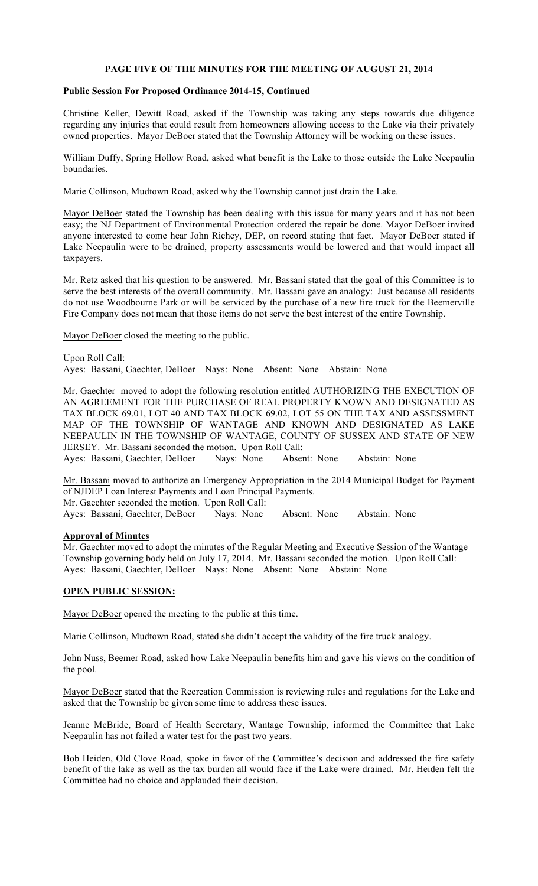**PAGE FIVE OF THE MINUTES FOR THE MEETING OF AUGUST 21, 2014**

**Public Session For Proposed Ordinance 2014-15, Continued**

Christine Keller, Dewitt Road, asked if the Township was taking any steps towards due diligence regarding any injuries that could result from homeowners allowing access to the Lake via their privately owned properties. Mayor DeBoer stated that the Township Attorney will be working on these issues.

William Duffy, Spring Hollow Road, asked what benefit is the Lake to those outside the Lake Neepaulin boundaries.

Marie Collinson, Mudtown Road, asked why the Township cannot just drain the Lake.

Mayor DeBoer stated the Township has been dealing with this issue for many years and it has not been easy; the NJ Department of Environmental Protection ordered the repair be done. Mayor DeBoer invited anyone interested to come hear John Richey, DEP, on record stating that fact. Mayor DeBoer stated if Lake Neepaulin were to be drained, property assessments would be lowered and that would impact all taxpayers.

Mr. Retz asked that his question to be answered. Mr. Bassani stated that the goal of this Committee is to serve the best interests of the overall community. Mr. Bassani gave an analogy: Just because all residents do not use Woodbourne Park or will be serviced by the purchase of a new fire truck for the Beemerville Fire Company does not mean that those items do not serve the best interest of the entire Township.

Mayor DeBoer closed the meeting to the public.

Upon Roll Call:
Ayes: Bassani, Gaechter, DeBoer Nays: None Absent: None Abstain: None

Mr. Gaechter moved to adopt the following resolution entitled AUTHORIZING THE EXECUTION OF AN AGREEMENT FOR THE PURCHASE OF REAL PROPERTY KNOWN AND DESIGNATED AS TAX BLOCK 69.01, LOT 40 AND TAX BLOCK 69.02, LOT 55 ON THE TAX AND ASSESSMENT MAP OF THE TOWNSHIP OF WANTAGE AND KNOWN AND DESIGNATED AS LAKE NEEPAULIN IN THE TOWNSHIP OF WANTAGE, COUNTY OF SUSSEX AND STATE OF NEW JERSEY. Mr. Bassani seconded the motion. Upon Roll Call:
Ayes: Bassani, Gaechter, DeBoer Nays: None Absent: None Abstain: None

Mr. Bassani moved to authorize an Emergency Appropriation in the 2014 Municipal Budget for Payment of NJDEP Loan Interest Payments and Loan Principal Payments.
Mr. Gaechter seconded the motion. Upon Roll Call:
Ayes: Bassani, Gaechter, DeBoer Nays: None Absent: None Abstain: None

**Approval of Minutes**

Mr. Gaechter moved to adopt the minutes of the Regular Meeting and Executive Session of the Wantage Township governing body held on July 17, 2014. Mr. Bassani seconded the motion. Upon Roll Call:
Ayes: Bassani, Gaechter, DeBoer Nays: None Absent: None Abstain: None

**OPEN PUBLIC SESSION:**

Mayor DeBoer opened the meeting to the public at this time.

Marie Collinson, Mudtown Road, stated she didn't accept the validity of the fire truck analogy.

John Nuss, Beemer Road, asked how Lake Neepaulin benefits him and gave his views on the condition of the pool.

Mayor DeBoer stated that the Recreation Commission is reviewing rules and regulations for the Lake and asked that the Township be given some time to address these issues.

Jeanne McBride, Board of Health Secretary, Wantage Township, informed the Committee that Lake Neepaulin has not failed a water test for the past two years.

Bob Heiden, Old Clove Road, spoke in favor of the Committee's decision and addressed the fire safety benefit of the lake as well as the tax burden all would face if the Lake were drained. Mr. Heiden felt the Committee had no choice and applauded their decision.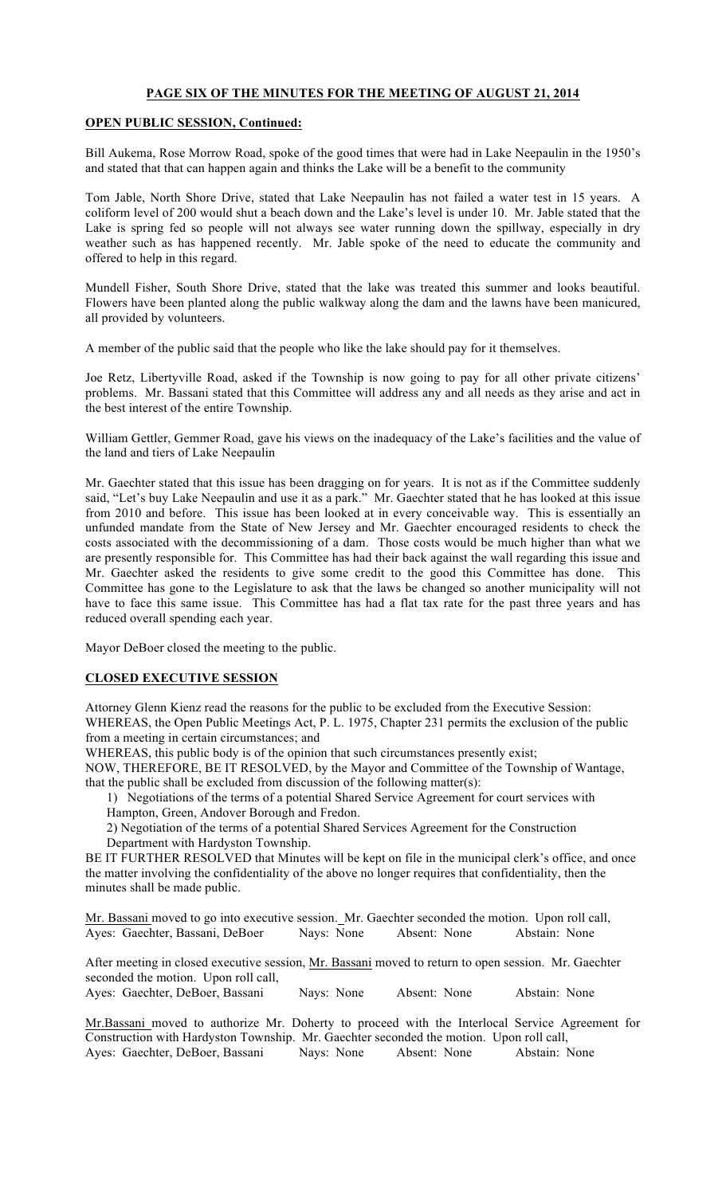**PAGE SIX OF THE MINUTES FOR THE MEETING OF AUGUST 21, 2014**

**OPEN PUBLIC SESSION, Continued:**

Bill Aukema, Rose Morrow Road, spoke of the good times that were had in Lake Neepaulin in the 1950's and stated that that can happen again and thinks the Lake will be a benefit to the community

Tom Jable, North Shore Drive, stated that Lake Neepaulin has not failed a water test in 15 years. A coliform level of 200 would shut a beach down and the Lake's level is under 10. Mr. Jable stated that the Lake is spring fed so people will not always see water running down the spillway, especially in dry weather such as has happened recently. Mr. Jable spoke of the need to educate the community and offered to help in this regard.

Mundell Fisher, South Shore Drive, stated that the lake was treated this summer and looks beautiful. Flowers have been planted along the public walkway along the dam and the lawns have been manicured, all provided by volunteers.

A member of the public said that the people who like the lake should pay for it themselves.

Joe Retz, Libertyville Road, asked if the Township is now going to pay for all other private citizens' problems. Mr. Bassani stated that this Committee will address any and all needs as they arise and act in the best interest of the entire Township.

William Gettler, Gemmer Road, gave his views on the inadequacy of the Lake's facilities and the value of the land and tiers of Lake Neepaulin

Mr. Gaechter stated that this issue has been dragging on for years. It is not as if the Committee suddenly said, "Let's buy Lake Neepaulin and use it as a park." Mr. Gaechter stated that he has looked at this issue from 2010 and before. This issue has been looked at in every conceivable way. This is essentially an unfunded mandate from the State of New Jersey and Mr. Gaechter encouraged residents to check the costs associated with the decommissioning of a dam. Those costs would be much higher than what we are presently responsible for. This Committee has had their back against the wall regarding this issue and Mr. Gaechter asked the residents to give some credit to the good this Committee has done. This Committee has gone to the Legislature to ask that the laws be changed so another municipality will not have to face this same issue. This Committee has had a flat tax rate for the past three years and has reduced overall spending each year.

Mayor DeBoer closed the meeting to the public.

**CLOSED EXECUTIVE SESSION**

Attorney Glenn Kienz read the reasons for the public to be excluded from the Executive Session:
WHEREAS, the Open Public Meetings Act, P. L. 1975, Chapter 231 permits the exclusion of the public from a meeting in certain circumstances; and
WHEREAS, this public body is of the opinion that such circumstances presently exist;
NOW, THEREFORE, BE IT RESOLVED, by the Mayor and Committee of the Township of Wantage, that the public shall be excluded from discussion of the following matter(s):

1) Negotiations of the terms of a potential Shared Service Agreement for court services with Hampton, Green, Andover Borough and Fredon.
2) Negotiation of the terms of a potential Shared Services Agreement for the Construction Department with Hardyston Township.

BE IT FURTHER RESOLVED that Minutes will be kept on file in the municipal clerk's office, and once the matter involving the confidentiality of the above no longer requires that confidentiality, then the minutes shall be made public.

Mr. Bassani moved to go into executive session. Mr. Gaechter seconded the motion. Upon roll call,
Ayes: Gaechter, Bassani, DeBoer  Nays: None  Absent: None  Abstain: None

After meeting in closed executive session, Mr. Bassani moved to return to open session. Mr. Gaechter seconded the motion. Upon roll call,
Ayes: Gaechter, DeBoer, Bassani  Nays: None  Absent: None  Abstain: None

Mr.Bassani moved to authorize Mr. Doherty to proceed with the Interlocal Service Agreement for Construction with Hardyston Township. Mr. Gaechter seconded the motion. Upon roll call,
Ayes: Gaechter, DeBoer, Bassani  Nays: None  Absent: None  Abstain: None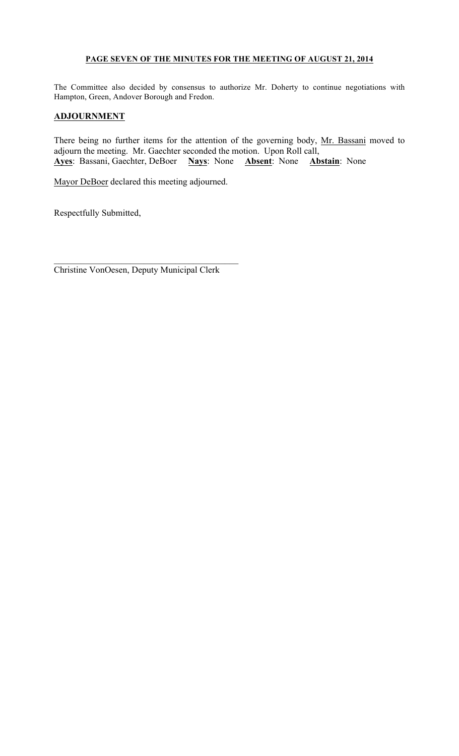**PAGE SEVEN OF THE MINUTES FOR THE MEETING OF AUGUST 21, 2014**

The Committee also decided by consensus to authorize Mr. Doherty to continue negotiations with Hampton, Green, Andover Borough and Fredon.

## ADJOURNMENT

There being no further items for the attention of the governing body, Mr. Bassani moved to adjourn the meeting. Mr. Gaechter seconded the motion. Upon Roll call,
**Ayes**: Bassani, Gaechter, DeBoer **Nays**: None **Absent**: None **Abstain**: None

Mayor DeBoer declared this meeting adjourned.

Respectfully Submitted,

\_\_\_\_\_\_\_\_\_\_\_\_\_\_\_\_\_\_\_\_\_\_\_\_\_\_\_\_\_\_\_\_\_\_\_\_\_\_\_\_
Christine VonOesen, Deputy Municipal Clerk